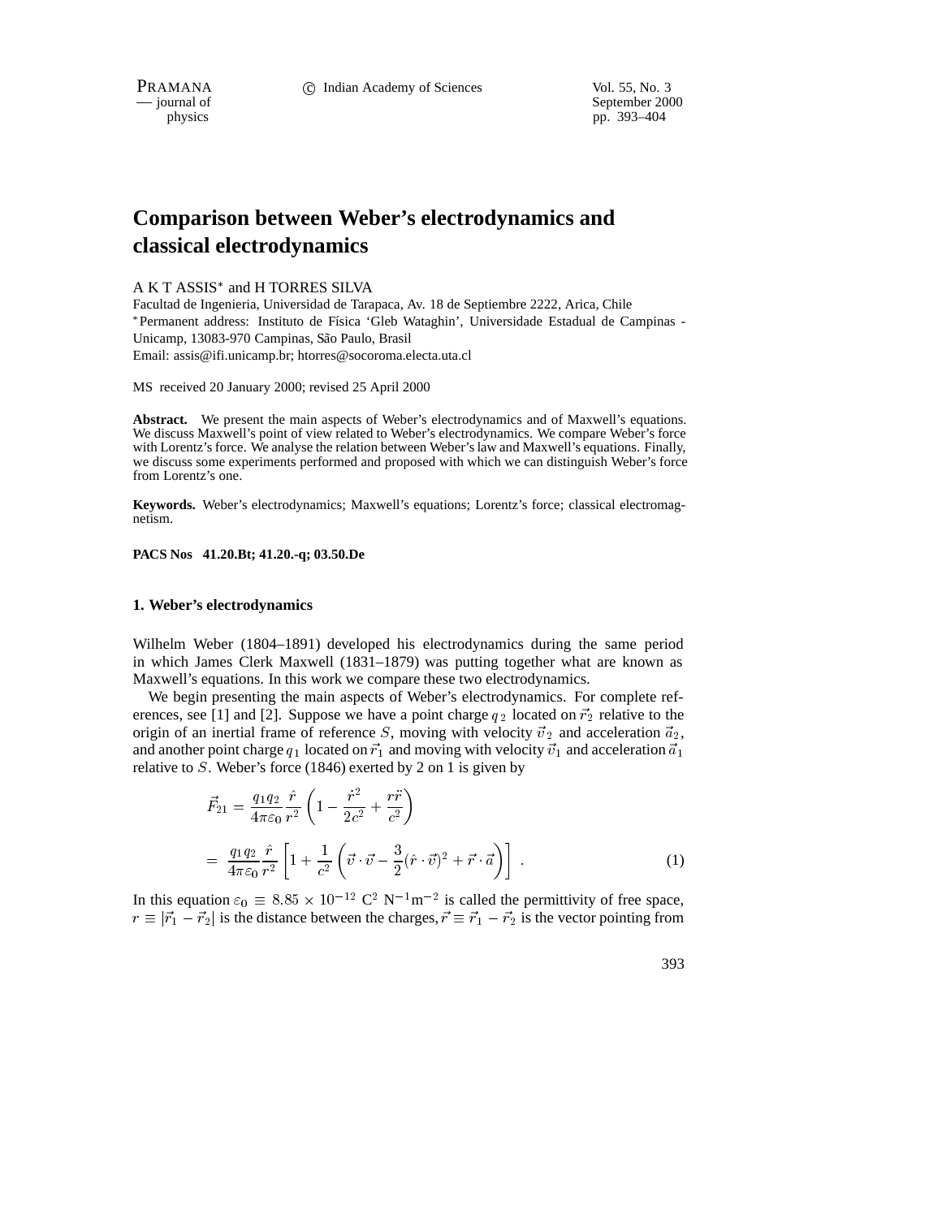# Comparison between Weber's electrodynamics and classical electrodynamics

A K T ASSIS* and H TORRES SILVA

Facultad de Ingenieria, Universidad de Tarapaca, Av. 18 de Septiembre 2222, Arica, Chile

*Permanent address: Instituto de Física 'Gleb Wataghin', Universidade Estadual de Campinas - Unicamp, 13083-970 Campinas, São Paulo, Brasil

Email: assis@ifi.unicamp.br; htorres@socoroma.electa.uta.cl

MS received 20 January 2000; revised 25 April 2000

**Abstract.** We present the main aspects of Weber's electrodynamics and of Maxwell's equations. We discuss Maxwell's point of view related to Weber's electrodynamics. We compare Weber's force with Lorentz's force. We analyse the relation between Weber's law and Maxwell's equations. Finally, we discuss some experiments performed and proposed with which we can distinguish Weber's force from Lorentz's one.

**Keywords.** Weber's electrodynamics; Maxwell's equations; Lorentz's force; classical electromagnetism.

**PACS Nos 41.20.Bt; 41.20.-q; 03.50.De**

## 1. Weber's electrodynamics

Wilhelm Weber (1804–1891) developed his electrodynamics during the same period in which James Clerk Maxwell (1831–1879) was putting together what are known as Maxwell's equations. In this work we compare these two electrodynamics.

We begin presenting the main aspects of Weber's electrodynamics. For complete references, see [1] and [2]. Suppose we have a point charge $q_2$ located on $\vec{r}_2$ relative to the origin of an inertial frame of reference $S$, moving with velocity $\vec{v}_2$ and acceleration $\vec{a}_2$, and another point charge $q_1$ located on $\vec{r}_1$ and moving with velocity $\vec{v}_1$ and acceleration $\vec{a}_1$ relative to $S$. Weber's force (1846) exerted by 2 on 1 is given by

$$
\begin{aligned}
\vec{F}_{21} &= \frac{q_1 q_2}{4\pi\varepsilon_0}\frac{\hat{r}}{r^2}\left(1 - \frac{\dot{r}^2}{2c^2} + \frac{r\ddot{r}}{c^2}\right) \\
&= \frac{q_1 q_2}{4\pi\varepsilon_0}\frac{\hat{r}}{r^2}\left[1 + \frac{1}{c^2}\left(\vec{v}\cdot\vec{v} - \frac{3}{2}(\hat{r}\cdot\vec{v})^2 + \vec{r}\cdot\vec{a}\right)\right] \; . \qquad (1)
\end{aligned}
$$

In this equation $\varepsilon_0 \equiv 8.85 \times 10^{-12}$ $C^2$ $N^{-1}m^{-2}$ is called the permittivity of free space, $r \equiv |\vec{r}_1 - \vec{r}_2|$ is the distance between the charges, $\vec{r} \equiv \vec{r}_1 - \vec{r}_2$ is the vector pointing from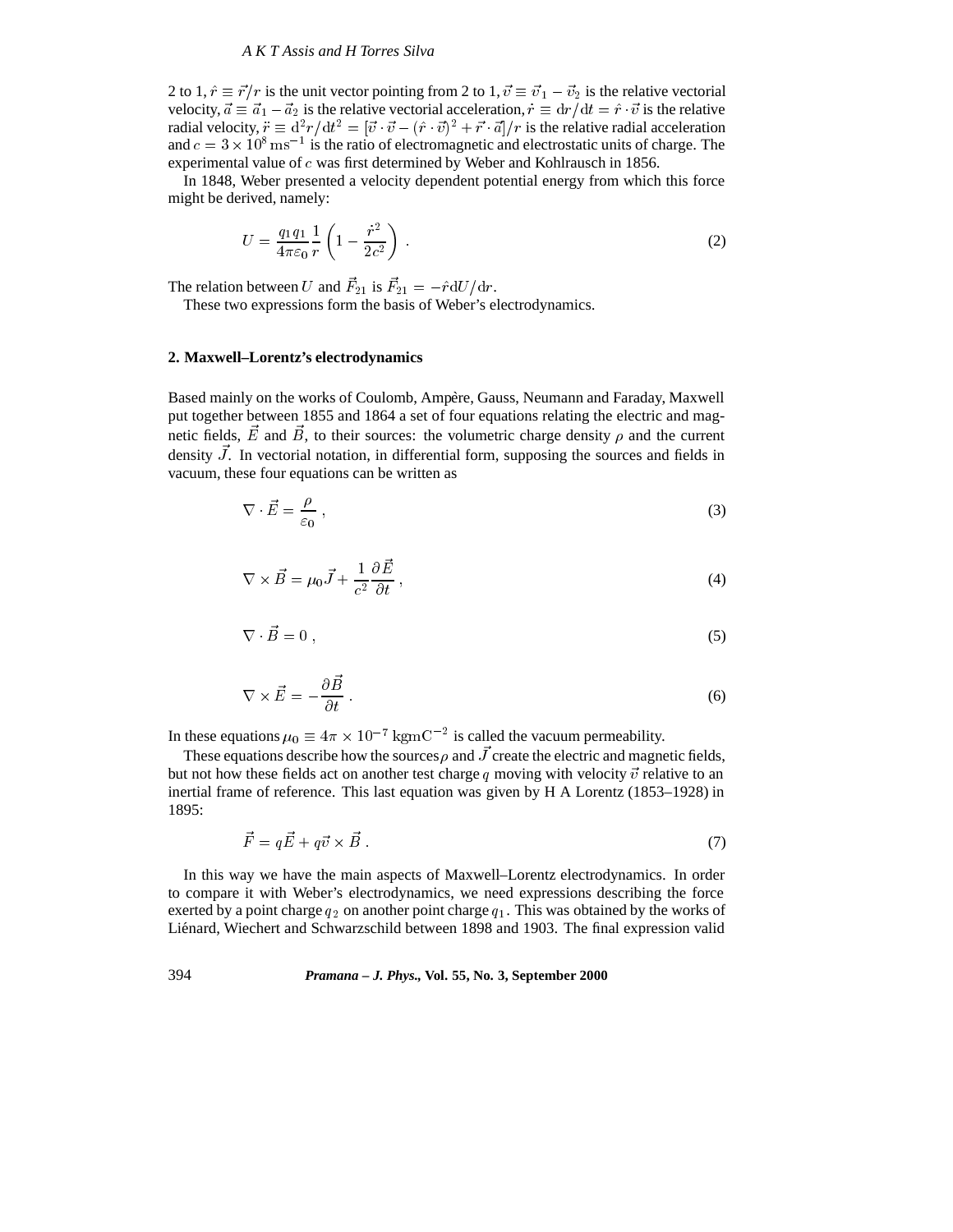2 to 1, $\hat{r} \equiv \vec{r}/r$ is the unit vector pointing from 2 to 1, $\vec{v} \equiv \vec{v}_1 - \vec{v}_2$ is the relative vectorial velocity, $\vec{a} \equiv \vec{a}_1 - \vec{a}_2$ is the relative vectorial acceleration, $\dot{r} \equiv \mathrm{d}r/\mathrm{d}t = \hat{r} \cdot \vec{v}$ is the relative radial velocity, $\ddot{r} \equiv \mathrm{d}^2r/\mathrm{d}t^2 = [\vec{v} \cdot \vec{v} - (\hat{r} \cdot \vec{v})^2 + \vec{r} \cdot \vec{a}]/r$ is the relative radial acceleration and $c = 3 \times 10^8 \, \mathrm{ms}^{-1}$ is the ratio of electromagnetic and electrostatic units of charge. The experimental value of $c$ was first determined by Weber and Kohlrausch in 1856.

In 1848, Weber presented a velocity dependent potential energy from which this force might be derived, namely:

$$U = \frac{q_1 q_1}{4\pi\varepsilon_0} \frac{1}{r} \left( 1 - \frac{\dot{r}^2}{2c^2} \right) . \tag{2}$$

The relation between $U$ and $\vec{F}_{21}$ is $\vec{F}_{21} = -\hat{r} \mathrm{d}U/\mathrm{d}r$.

These two expressions form the basis of Weber's electrodynamics.

## 2. Maxwell–Lorentz's electrodynamics

Based mainly on the works of Coulomb, Ampère, Gauss, Neumann and Faraday, Maxwell put together between 1855 and 1864 a set of four equations relating the electric and magnetic fields, $\vec{E}$ and $\vec{B}$, to their sources: the volumetric charge density $\rho$ and the current density $\vec{J}$. In vectorial notation, in differential form, supposing the sources and fields in vacuum, these four equations can be written as

$$\nabla \cdot \vec{E} = \frac{\rho}{\varepsilon_0} , \tag{3}$$

$$\nabla \times \vec{B} = \mu_0 \vec{J} + \frac{1}{c^2} \frac{\partial \vec{E}}{\partial t} , \tag{4}$$

$$\nabla \cdot \vec{B} = 0 , \tag{5}$$

$$\nabla \times \vec{E} = -\frac{\partial \vec{B}}{\partial t} . \tag{6}$$

In these equations $\mu_0 \equiv 4\pi \times 10^{-7} \, \mathrm{kgmC}^{-2}$ is called the vacuum permeability.

These equations describe how the sources $\rho$ and $\vec{J}$ create the electric and magnetic fields, but not how these fields act on another test charge $q$ moving with velocity $\vec{v}$ relative to an inertial frame of reference. This last equation was given by H A Lorentz (1853–1928) in 1895:

$$\vec{F} = q\vec{E} + q\vec{v} \times \vec{B} . \tag{7}$$

In this way we have the main aspects of Maxwell–Lorentz electrodynamics. In order to compare it with Weber's electrodynamics, we need expressions describing the force exerted by a point charge $q_2$ on another point charge $q_1$. This was obtained by the works of Liénard, Wiechert and Schwarzschild between 1898 and 1903. The final expression valid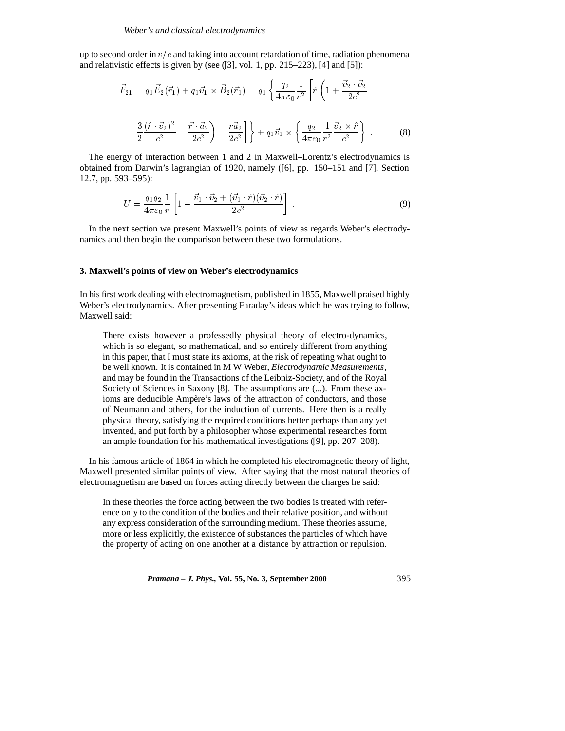up to second order in $v/c$ and taking into account retardation of time, radiation phenomena and relativistic effects is given by (see ([3], vol. 1, pp. 215–223), [4] and [5]):

$$\vec{F}_{21} = q_1 \vec{E}_2(\vec{r}_1) + q_1 \vec{v}_1 \times \vec{B}_2(\vec{r}_1) = q_1 \left\{ \frac{q_2}{4\pi\varepsilon_0} \frac{1}{r^2} \left[ \hat{r} \left( 1 + \frac{\vec{v}_2 \cdot \vec{v}_2}{2c^2} - \frac{3}{2} \frac{(\hat{r} \cdot \vec{v}_2)^2}{c^2} - \frac{\vec{r} \cdot \vec{a}_2}{2c^2} \right) - \frac{r \vec{a}_2}{2c^2} \right] \right\} + q_1 \vec{v}_1 \times \left\{ \frac{q_2}{4\pi\varepsilon_0} \frac{1}{r^2} \frac{\vec{v}_2 \times \hat{r}}{c^2} \right\} . \tag{8}$$

The energy of interaction between 1 and 2 in Maxwell–Lorentz's electrodynamics is obtained from Darwin's lagrangian of 1920, namely ([6], pp. 150–151 and [7], Section 12.7, pp. 593–595):

$$U = \frac{q_1 q_2}{4\pi\varepsilon_0} \frac{1}{r} \left[ 1 - \frac{\vec{v}_1 \cdot \vec{v}_2 + (\vec{v}_1 \cdot \hat{r})(\vec{v}_2 \cdot \hat{r})}{2c^2} \right] . \tag{9}$$

In the next section we present Maxwell's points of view as regards Weber's electrodynamics and then begin the comparison between these two formulations.

## 3. Maxwell's points of view on Weber's electrodynamics

In his first work dealing with electromagnetism, published in 1855, Maxwell praised highly Weber's electrodynamics. After presenting Faraday's ideas which he was trying to follow, Maxwell said:

> There exists however a professedly physical theory of electro-dynamics, which is so elegant, so mathematical, and so entirely different from anything in this paper, that I must state its axioms, at the risk of repeating what ought to be well known. It is contained in M W Weber, *Electrodynamic Measurements*, and may be found in the Transactions of the Leibniz-Society, and of the Royal Society of Sciences in Saxony [8]. The assumptions are (...). From these axioms are deducible Ampère's laws of the attraction of conductors, and those of Neumann and others, for the induction of currents. Here then is a really physical theory, satisfying the required conditions better perhaps than any yet invented, and put forth by a philosopher whose experimental researches form an ample foundation for his mathematical investigations ([9], pp. 207–208).

In his famous article of 1864 in which he completed his electromagnetic theory of light, Maxwell presented similar points of view. After saying that the most natural theories of electromagnetism are based on forces acting directly between the charges he said:

> In these theories the force acting between the two bodies is treated with reference only to the condition of the bodies and their relative position, and without any express consideration of the surrounding medium. These theories assume, more or less explicitly, the existence of substances the particles of which have the property of acting on one another at a distance by attraction or repulsion.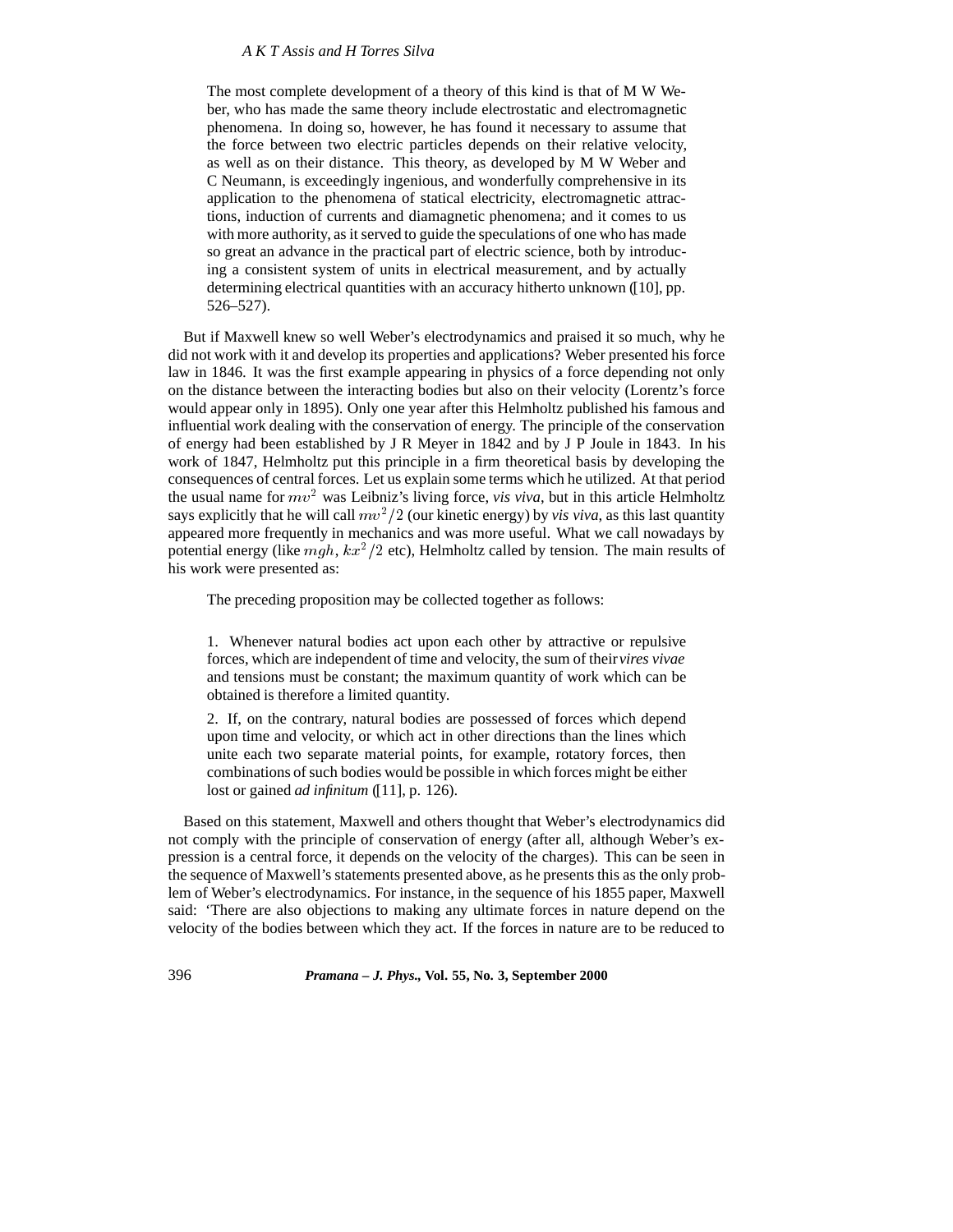> The most complete development of a theory of this kind is that of M W Weber, who has made the same theory include electrostatic and electromagnetic phenomena. In doing so, however, he has found it necessary to assume that the force between two electric particles depends on their relative velocity, as well as on their distance. This theory, as developed by M W Weber and C Neumann, is exceedingly ingenious, and wonderfully comprehensive in its application to the phenomena of statical electricity, electromagnetic attractions, induction of currents and diamagnetic phenomena; and it comes to us with more authority, as it served to guide the speculations of one who has made so great an advance in the practical part of electric science, both by introducing a consistent system of units in electrical measurement, and by actually determining electrical quantities with an accuracy hitherto unknown ([10], pp. 526–527).

But if Maxwell knew so well Weber's electrodynamics and praised it so much, why he did not work with it and develop its properties and applications? Weber presented his force law in 1846. It was the first example appearing in physics of a force depending not only on the distance between the interacting bodies but also on their velocity (Lorentz's force would appear only in 1895). Only one year after this Helmholtz published his famous and influential work dealing with the conservation of energy. The principle of the conservation of energy had been established by J R Meyer in 1842 and by J P Joule in 1843. In his work of 1847, Helmholtz put this principle in a firm theoretical basis by developing the consequences of central forces. Let us explain some terms which he utilized. At that period the usual name for $mv^2$ was Leibniz's living force, *vis viva*, but in this article Helmholtz says explicitly that he will call $mv^2/2$ (our kinetic energy) by *vis viva*, as this last quantity appeared more frequently in mechanics and was more useful. What we call nowadays by potential energy (like $mgh$, $kx^2/2$ etc), Helmholtz called by tension. The main results of his work were presented as:

> The preceding proposition may be collected together as follows:
>
> 1. Whenever natural bodies act upon each other by attractive or repulsive forces, which are independent of time and velocity, the sum of their *vires vivae* and tensions must be constant; the maximum quantity of work which can be obtained is therefore a limited quantity.
>
> 2. If, on the contrary, natural bodies are possessed of forces which depend upon time and velocity, or which act in other directions than the lines which unite each two separate material points, for example, rotatory forces, then combinations of such bodies would be possible in which forces might be either lost or gained *ad infinitum* ([11], p. 126).

Based on this statement, Maxwell and others thought that Weber's electrodynamics did not comply with the principle of conservation of energy (after all, although Weber's expression is a central force, it depends on the velocity of the charges). This can be seen in the sequence of Maxwell's statements presented above, as he presents this as the only problem of Weber's electrodynamics. For instance, in the sequence of his 1855 paper, Maxwell said: 'There are also objections to making any ultimate forces in nature depend on the velocity of the bodies between which they act. If the forces in nature are to be reduced to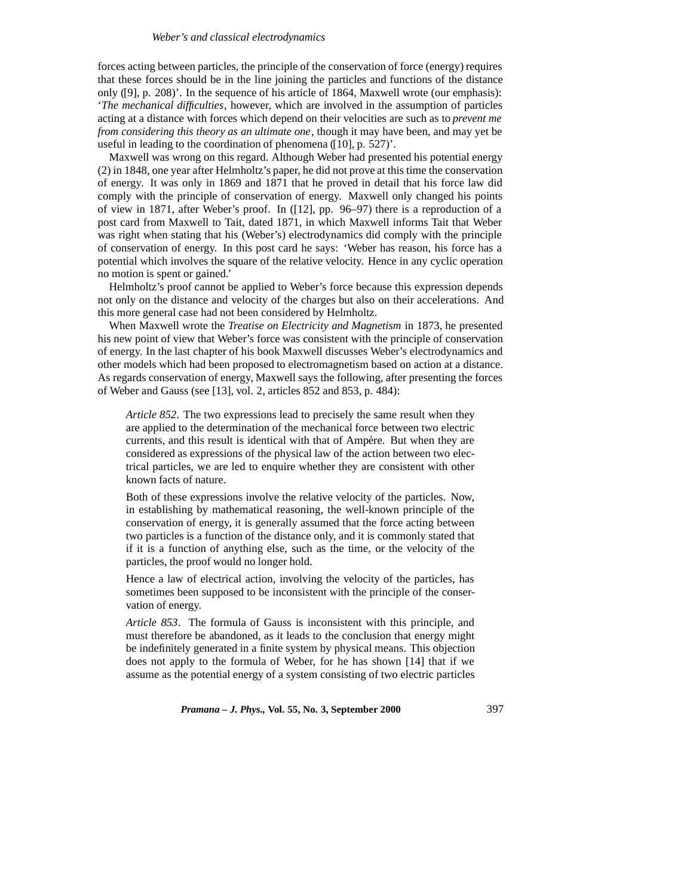forces acting between particles, the principle of the conservation of force (energy) requires that these forces should be in the line joining the particles and functions of the distance only ([9], p. 208)'. In the sequence of his article of 1864, Maxwell wrote (our emphasis): '*The mechanical difficulties*, however, which are involved in the assumption of particles acting at a distance with forces which depend on their velocities are such as to *prevent me from considering this theory as an ultimate one*, though it may have been, and may yet be useful in leading to the coordination of phenomena ([10], p. 527)'.

Maxwell was wrong on this regard. Although Weber had presented his potential energy (2) in 1848, one year after Helmholtz's paper, he did not prove at this time the conservation of energy. It was only in 1869 and 1871 that he proved in detail that his force law did comply with the principle of conservation of energy. Maxwell only changed his points of view in 1871, after Weber's proof. In ([12], pp. 96–97) there is a reproduction of a post card from Maxwell to Tait, dated 1871, in which Maxwell informs Tait that Weber was right when stating that his (Weber's) electrodynamics did comply with the principle of conservation of energy. In this post card he says: 'Weber has reason, his force has a potential which involves the square of the relative velocity. Hence in any cyclic operation no motion is spent or gained.'

Helmholtz's proof cannot be applied to Weber's force because this expression depends not only on the distance and velocity of the charges but also on their accelerations. And this more general case had not been considered by Helmholtz.

When Maxwell wrote the *Treatise on Electricity and Magnetism* in 1873, he presented his new point of view that Weber's force was consistent with the principle of conservation of energy. In the last chapter of his book Maxwell discusses Weber's electrodynamics and other models which had been proposed to electromagnetism based on action at a distance. As regards conservation of energy, Maxwell says the following, after presenting the forces of Weber and Gauss (see [13], vol. 2, articles 852 and 853, p. 484):

> *Article 852*. The two expressions lead to precisely the same result when they are applied to the determination of the mechanical force between two electric currents, and this result is identical with that of Ampère. But when they are considered as expressions of the physical law of the action between two electrical particles, we are led to enquire whether they are consistent with other known facts of nature.
>
> Both of these expressions involve the relative velocity of the particles. Now, in establishing by mathematical reasoning, the well-known principle of the conservation of energy, it is generally assumed that the force acting between two particles is a function of the distance only, and it is commonly stated that if it is a function of anything else, such as the time, or the velocity of the particles, the proof would no longer hold.
>
> Hence a law of electrical action, involving the velocity of the particles, has sometimes been supposed to be inconsistent with the principle of the conservation of energy.
>
> *Article 853*. The formula of Gauss is inconsistent with this principle, and must therefore be abandoned, as it leads to the conclusion that energy might be indefinitely generated in a finite system by physical means. This objection does not apply to the formula of Weber, for he has shown [14] that if we assume as the potential energy of a system consisting of two electric particles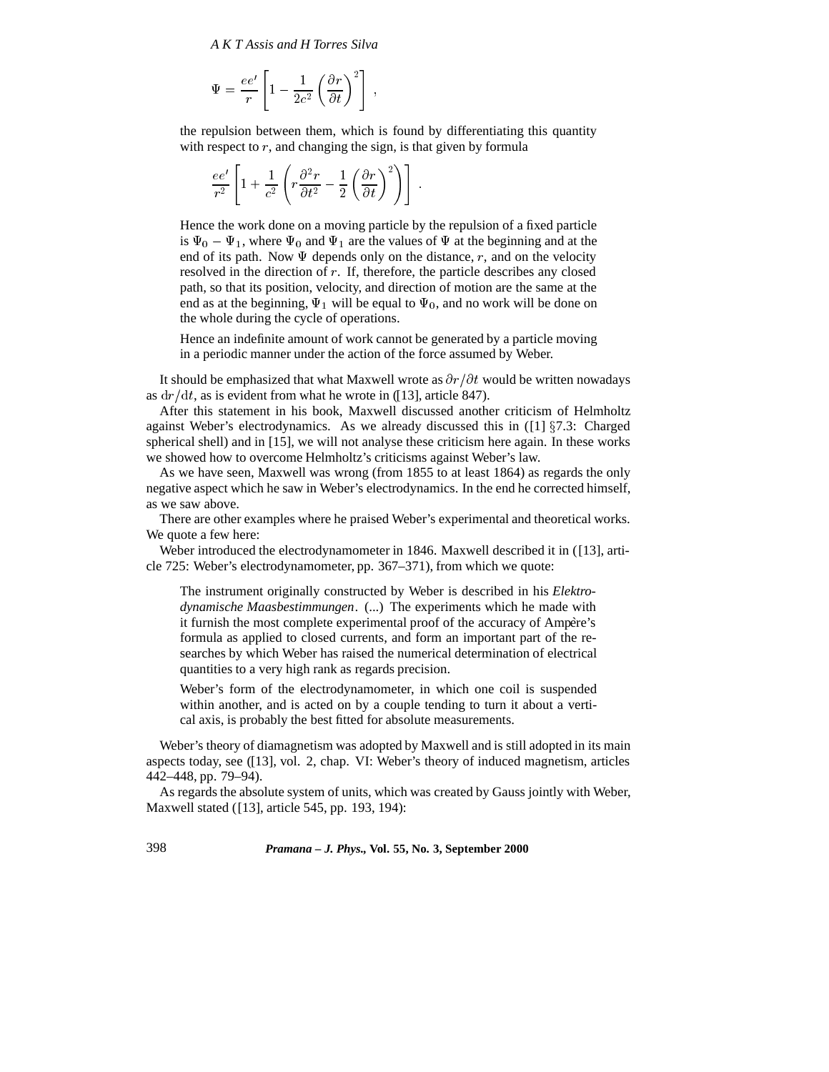$$\Psi = \frac{ee'}{r}\left[1 - \frac{1}{2c^2}\left(\frac{\partial r}{\partial t}\right)^2\right] ,$$

> the repulsion between them, which is found by differentiating this quantity with respect to $r$, and changing the sign, is that given by formula
>
> $$\frac{ee'}{r^2}\left[1 + \frac{1}{c^2}\left(r\frac{\partial^2 r}{\partial t^2} - \frac{1}{2}\left(\frac{\partial r}{\partial t}\right)^2\right)\right] .$$
>
> Hence the work done on a moving particle by the repulsion of a fixed particle is $\Psi_0 - \Psi_1$, where $\Psi_0$ and $\Psi_1$ are the values of $\Psi$ at the beginning and at the end of its path. Now $\Psi$ depends only on the distance, $r$, and on the velocity resolved in the direction of $r$. If, therefore, the particle describes any closed path, so that its position, velocity, and direction of motion are the same at the end as at the beginning, $\Psi_1$ will be equal to $\Psi_0$, and no work will be done on the whole during the cycle of operations.
>
> Hence an indefinite amount of work cannot be generated by a particle moving in a periodic manner under the action of the force assumed by Weber.

It should be emphasized that what Maxwell wrote as $\partial r/\partial t$ would be written nowadays as $\mathrm{d}r/\mathrm{d}t$, as is evident from what he wrote in ([13], article 847).

After this statement in his book, Maxwell discussed another criticism of Helmholtz against Weber's electrodynamics. As we already discussed this in ([1] §7.3: Charged spherical shell) and in [15], we will not analyse these criticism here again. In these works we showed how to overcome Helmholtz's criticisms against Weber's law.

As we have seen, Maxwell was wrong (from 1855 to at least 1864) as regards the only negative aspect which he saw in Weber's electrodynamics. In the end he corrected himself, as we saw above.

There are other examples where he praised Weber's experimental and theoretical works. We quote a few here:

Weber introduced the electrodynamometer in 1846. Maxwell described it in ([13], article 725: Weber's electrodynamometer, pp. 367–371), from which we quote:

> The instrument originally constructed by Weber is described in his *Elektrodynamische Maasbestimmungen*. (...) The experiments which he made with it furnish the most complete experimental proof of the accuracy of Ampère's formula as applied to closed currents, and form an important part of the researches by which Weber has raised the numerical determination of electrical quantities to a very high rank as regards precision.
>
> Weber's form of the electrodynamometer, in which one coil is suspended within another, and is acted on by a couple tending to turn it about a vertical axis, is probably the best fitted for absolute measurements.

Weber's theory of diamagnetism was adopted by Maxwell and is still adopted in its main aspects today, see ([13], vol. 2, chap. VI: Weber's theory of induced magnetism, articles 442–448, pp. 79–94).

As regards the absolute system of units, which was created by Gauss jointly with Weber, Maxwell stated ([13], article 545, pp. 193, 194):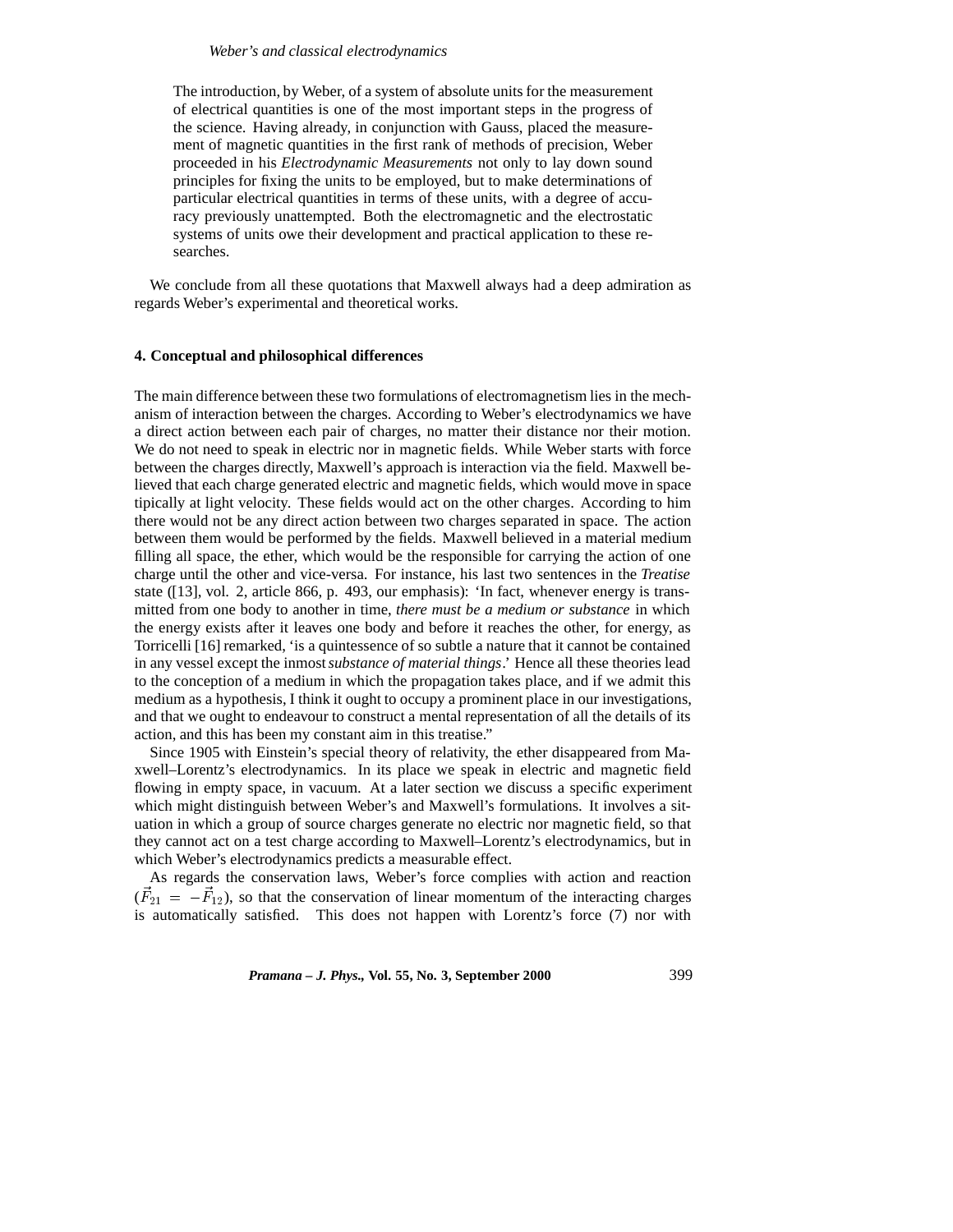> The introduction, by Weber, of a system of absolute units for the measurement of electrical quantities is one of the most important steps in the progress of the science. Having already, in conjunction with Gauss, placed the measurement of magnetic quantities in the first rank of methods of precision, Weber proceeded in his *Electrodynamic Measurements* not only to lay down sound principles for fixing the units to be employed, but to make determinations of particular electrical quantities in terms of these units, with a degree of accuracy previously unattempted. Both the electromagnetic and the electrostatic systems of units owe their development and practical application to these researches.

We conclude from all these quotations that Maxwell always had a deep admiration as regards Weber's experimental and theoretical works.

## 4. Conceptual and philosophical differences

The main difference between these two formulations of electromagnetism lies in the mechanism of interaction between the charges. According to Weber's electrodynamics we have a direct action between each pair of charges, no matter their distance nor their motion. We do not need to speak in electric nor in magnetic fields. While Weber starts with force between the charges directly, Maxwell's approach is interaction via the field. Maxwell believed that each charge generated electric and magnetic fields, which would move in space tipically at light velocity. These fields would act on the other charges. According to him there would not be any direct action between two charges separated in space. The action between them would be performed by the fields. Maxwell believed in a material medium filling all space, the ether, which would be the responsible for carrying the action of one charge until the other and vice-versa. For instance, his last two sentences in the *Treatise* state ([13], vol. 2, article 866, p. 493, our emphasis): 'In fact, whenever energy is transmitted from one body to another in time, *there must be a medium or substance* in which the energy exists after it leaves one body and before it reaches the other, for energy, as Torricelli [16] remarked, 'is a quintessence of so subtle a nature that it cannot be contained in any vessel except the inmost *substance of material things*.' Hence all these theories lead to the conception of a medium in which the propagation takes place, and if we admit this medium as a hypothesis, I think it ought to occupy a prominent place in our investigations, and that we ought to endeavour to construct a mental representation of all the details of its action, and this has been my constant aim in this treatise."

Since 1905 with Einstein's special theory of relativity, the ether disappeared from Maxwell–Lorentz's electrodynamics. In its place we speak in electric and magnetic field flowing in empty space, in vacuum. At a later section we discuss a specific experiment which might distinguish between Weber's and Maxwell's formulations. It involves a situation in which a group of source charges generate no electric nor magnetic field, so that they cannot act on a test charge according to Maxwell–Lorentz's electrodynamics, but in which Weber's electrodynamics predicts a measurable effect.

As regards the conservation laws, Weber's force complies with action and reaction ($\vec{F}_{21} = -\vec{F}_{12}$), so that the conservation of linear momentum of the interacting charges is automatically satisfied. This does not happen with Lorentz's force (7) nor with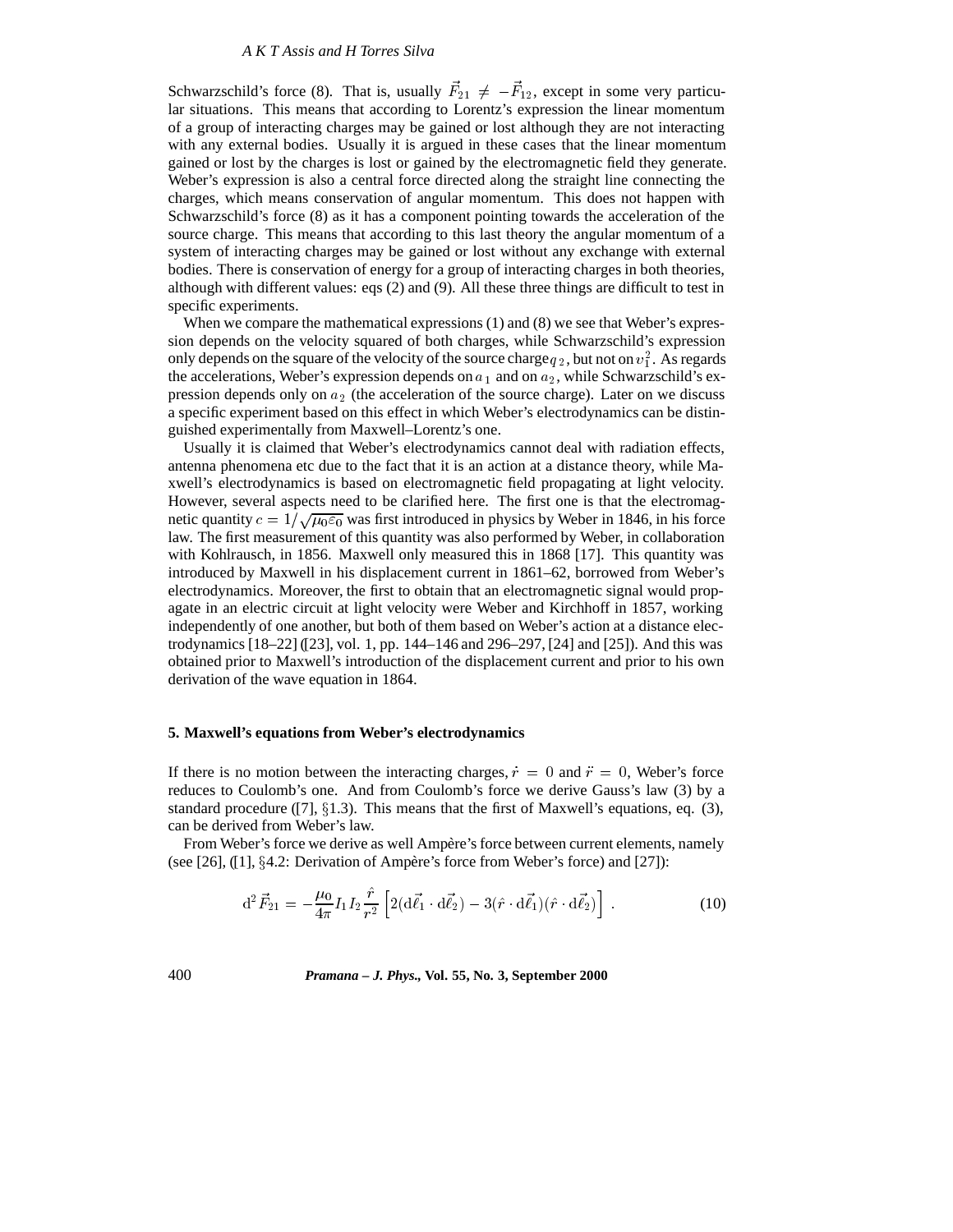Schwarzschild's force (8). That is, usually $\vec{F}_{21} \neq -\vec{F}_{12}$, except in some very particular situations. This means that according to Lorentz's expression the linear momentum of a group of interacting charges may be gained or lost although they are not interacting with any external bodies. Usually it is argued in these cases that the linear momentum gained or lost by the charges is lost or gained by the electromagnetic field they generate. Weber's expression is also a central force directed along the straight line connecting the charges, which means conservation of angular momentum. This does not happen with Schwarzschild's force (8) as it has a component pointing towards the acceleration of the source charge. This means that according to this last theory the angular momentum of a system of interacting charges may be gained or lost without any exchange with external bodies. There is conservation of energy for a group of interacting charges in both theories, although with different values: eqs (2) and (9). All these three things are difficult to test in specific experiments.

When we compare the mathematical expressions (1) and (8) we see that Weber's expression depends on the velocity squared of both charges, while Schwarzschild's expression only depends on the square of the velocity of the source charge $q_2$, but not on $v_1^2$. As regards the accelerations, Weber's expression depends on $a_1$ and on $a_2$, while Schwarzschild's expression depends only on $a_2$ (the acceleration of the source charge). Later on we discuss a specific experiment based on this effect in which Weber's electrodynamics can be distinguished experimentally from Maxwell–Lorentz's one.

Usually it is claimed that Weber's electrodynamics cannot deal with radiation effects, antenna phenomena etc due to the fact that it is an action at a distance theory, while Maxwell's electrodynamics is based on electromagnetic field propagating at light velocity. However, several aspects need to be clarified here. The first one is that the electromagnetic quantity $c = 1/\sqrt{\mu_0 \varepsilon_0}$ was first introduced in physics by Weber in 1846, in his force law. The first measurement of this quantity was also performed by Weber, in collaboration with Kohlrausch, in 1856. Maxwell only measured this in 1868 [17]. This quantity was introduced by Maxwell in his displacement current in 1861–62, borrowed from Weber's electrodynamics. Moreover, the first to obtain that an electromagnetic signal would propagate in an electric circuit at light velocity were Weber and Kirchhoff in 1857, working independently of one another, but both of them based on Weber's action at a distance electrodynamics [18–22] ([23], vol. 1, pp. 144–146 and 296–297, [24] and [25]). And this was obtained prior to Maxwell's introduction of the displacement current and prior to his own derivation of the wave equation in 1864.

## 5. Maxwell's equations from Weber's electrodynamics

If there is no motion between the interacting charges, $\dot{r} = 0$ and $\ddot{r} = 0$, Weber's force reduces to Coulomb's one. And from Coulomb's force we derive Gauss's law (3) by a standard procedure ([7], §1.3). This means that the first of Maxwell's equations, eq. (3), can be derived from Weber's law.

From Weber's force we derive as well Ampère's force between current elements, namely (see [26], ([1], §4.2: Derivation of Ampère's force from Weber's force) and [27]):

$$\mathrm{d}^2 \vec{F}_{21} = -\frac{\mu_0}{4\pi} I_1 I_2 \frac{\hat{r}}{r^2} \left[ 2(\mathrm{d}\vec{\ell}_1 \cdot \mathrm{d}\vec{\ell}_2) - 3(\hat{r} \cdot \mathrm{d}\vec{\ell}_1)(\hat{r} \cdot \mathrm{d}\vec{\ell}_2) \right] . \tag{10}$$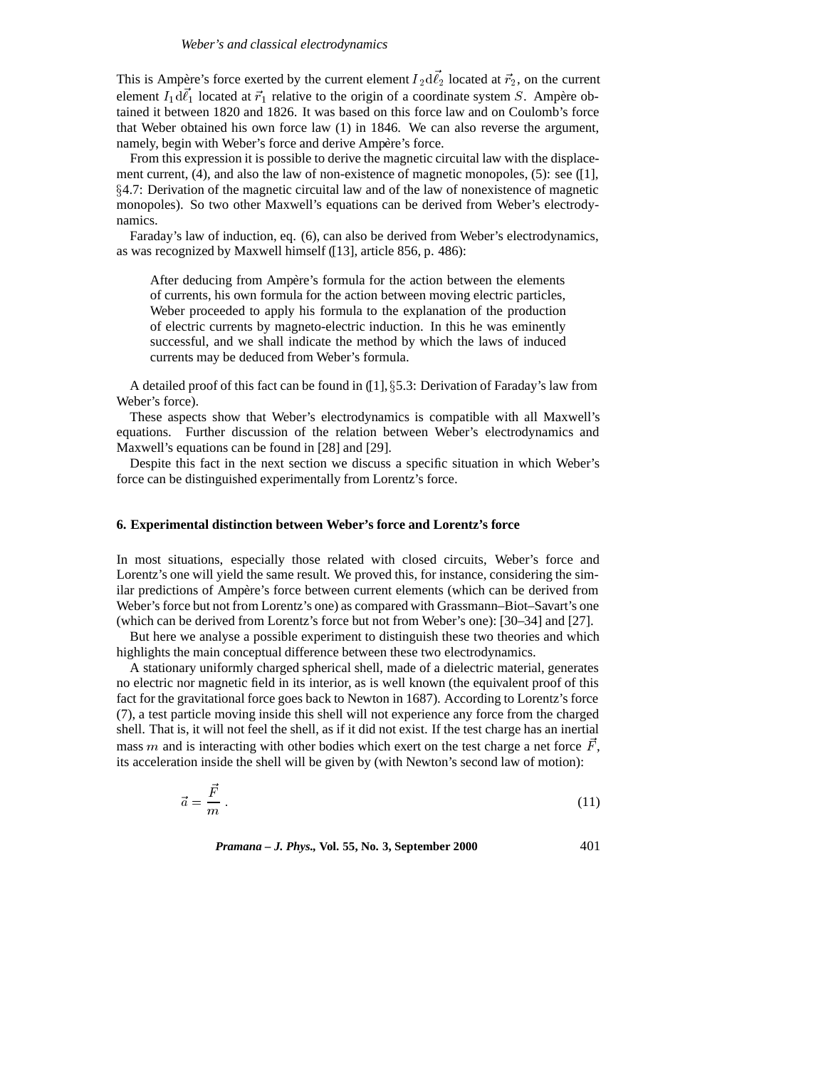This is Ampère's force exerted by the current element $I_2 \mathrm{d}\vec{\ell}_2$ located at $\vec{r}_2$, on the current element $I_1 \mathrm{d}\vec{\ell}_1$ located at $\vec{r}_1$ relative to the origin of a coordinate system $S$. Ampère obtained it between 1820 and 1826. It was based on this force law and on Coulomb's force that Weber obtained his own force law (1) in 1846. We can also reverse the argument, namely, begin with Weber's force and derive Ampère's force.

From this expression it is possible to derive the magnetic circuital law with the displacement current, (4), and also the law of non-existence of magnetic monopoles, (5): see ([1], §4.7: Derivation of the magnetic circuital law and of the law of nonexistence of magnetic monopoles). So two other Maxwell's equations can be derived from Weber's electrodynamics.

Faraday's law of induction, eq. (6), can also be derived from Weber's electrodynamics, as was recognized by Maxwell himself ([13], article 856, p. 486):

> After deducing from Ampère's formula for the action between the elements of currents, his own formula for the action between moving electric particles, Weber proceeded to apply his formula to the explanation of the production of electric currents by magneto-electric induction. In this he was eminently successful, and we shall indicate the method by which the laws of induced currents may be deduced from Weber's formula.

A detailed proof of this fact can be found in ([1], §5.3: Derivation of Faraday's law from Weber's force).

These aspects show that Weber's electrodynamics is compatible with all Maxwell's equations. Further discussion of the relation between Weber's electrodynamics and Maxwell's equations can be found in [28] and [29].

Despite this fact in the next section we discuss a specific situation in which Weber's force can be distinguished experimentally from Lorentz's force.

## 6. Experimental distinction between Weber's force and Lorentz's force

In most situations, especially those related with closed circuits, Weber's force and Lorentz's one will yield the same result. We proved this, for instance, considering the similar predictions of Ampère's force between current elements (which can be derived from Weber's force but not from Lorentz's one) as compared with Grassmann–Biot–Savart's one (which can be derived from Lorentz's force but not from Weber's one): [30–34] and [27].

But here we analyse a possible experiment to distinguish these two theories and which highlights the main conceptual difference between these two electrodynamics.

A stationary uniformly charged spherical shell, made of a dielectric material, generates no electric nor magnetic field in its interior, as is well known (the equivalent proof of this fact for the gravitational force goes back to Newton in 1687). According to Lorentz's force (7), a test particle moving inside this shell will not experience any force from the charged shell. That is, it will not feel the shell, as if it did not exist. If the test charge has an inertial mass $m$ and is interacting with other bodies which exert on the test charge a net force $\vec{F}$, its acceleration inside the shell will be given by (with Newton's second law of motion):

$$\vec{a} = \frac{\vec{F}}{m} \, . \tag{11}$$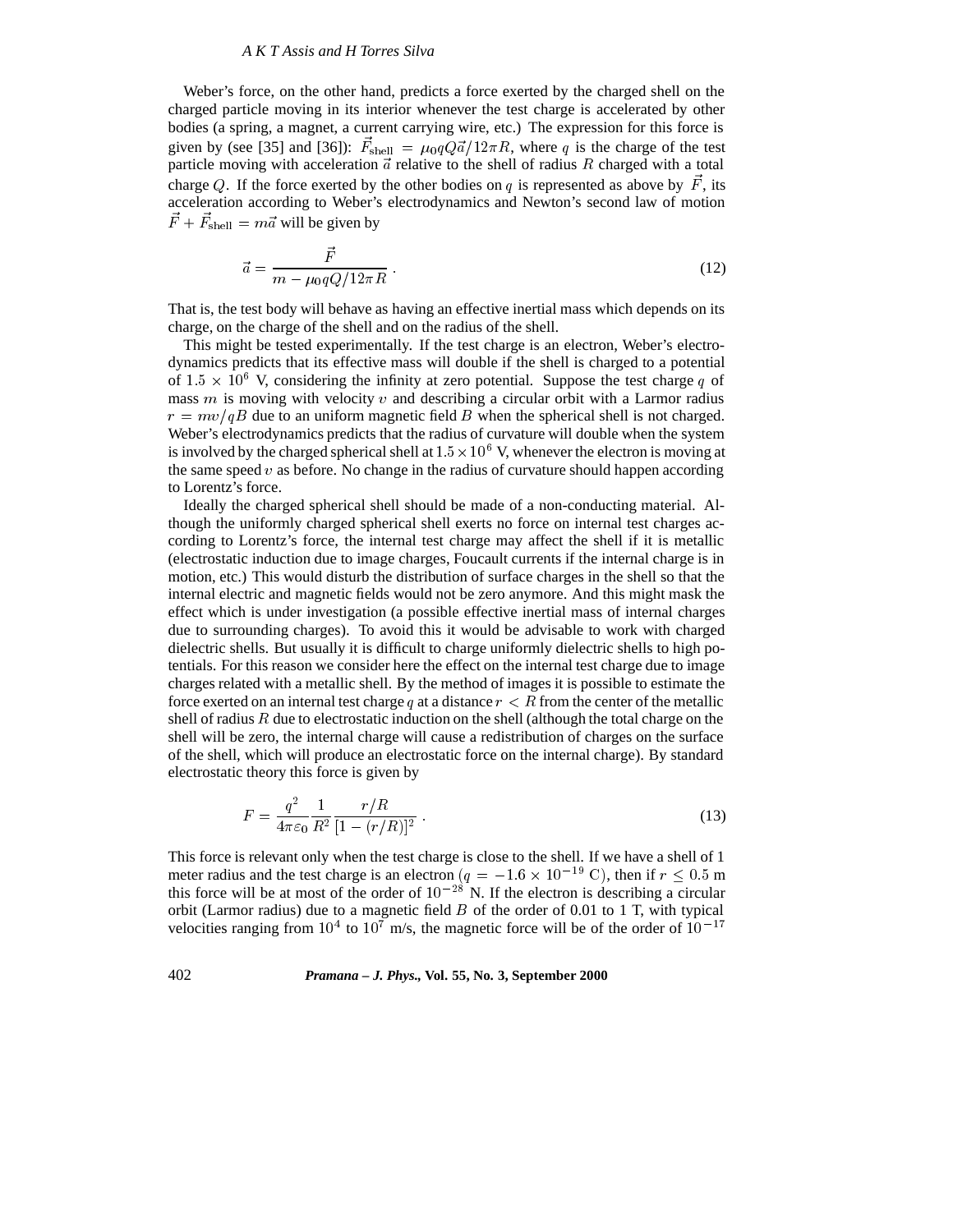Weber's force, on the other hand, predicts a force exerted by the charged shell on the charged particle moving in its interior whenever the test charge is accelerated by other bodies (a spring, a magnet, a current carrying wire, etc.) The expression for this force is given by (see [35] and [36]): $\vec{F}_{\text{shell}} = \mu_0 q Q \vec{a}/12\pi R$, where $q$ is the charge of the test particle moving with acceleration $\vec{a}$ relative to the shell of radius $R$ charged with a total charge $Q$. If the force exerted by the other bodies on $q$ is represented as above by $\vec{F}$, its acceleration according to Weber's electrodynamics and Newton's second law of motion $\vec{F} + \vec{F}_{\text{shell}} = m\vec{a}$ will be given by

$$\vec{a} = \frac{\vec{F}}{m - \mu_0 q Q/12\pi R} \, . \tag{12}$$

That is, the test body will behave as having an effective inertial mass which depends on its charge, on the charge of the shell and on the radius of the shell.

This might be tested experimentally. If the test charge is an electron, Weber's electrodynamics predicts that its effective mass will double if the shell is charged to a potential of $1.5 \times 10^6$ V, considering the infinity at zero potential. Suppose the test charge $q$ of mass $m$ is moving with velocity $v$ and describing a circular orbit with a Larmor radius $r = mv/qB$ due to an uniform magnetic field $B$ when the spherical shell is not charged. Weber's electrodynamics predicts that the radius of curvature will double when the system is involved by the charged spherical shell at $1.5 \times 10^6$ V, whenever the electron is moving at the same speed $v$ as before. No change in the radius of curvature should happen according to Lorentz's force.

Ideally the charged spherical shell should be made of a non-conducting material. Although the uniformly charged spherical shell exerts no force on internal test charges according to Lorentz's force, the internal test charge may affect the shell if it is metallic (electrostatic induction due to image charges, Foucault currents if the internal charge is in motion, etc.) This would disturb the distribution of surface charges in the shell so that the internal electric and magnetic fields would not be zero anymore. And this might mask the effect which is under investigation (a possible effective inertial mass of internal charges due to surrounding charges). To avoid this it would be advisable to work with charged dielectric shells. But usually it is difficult to charge uniformly dielectric shells to high potentials. For this reason we consider here the effect on the internal test charge due to image charges related with a metallic shell. By the method of images it is possible to estimate the force exerted on an internal test charge $q$ at a distance $r < R$ from the center of the metallic shell of radius $R$ due to electrostatic induction on the shell (although the total charge on the shell will be zero, the internal charge will cause a redistribution of charges on the surface of the shell, which will produce an electrostatic force on the internal charge). By standard electrostatic theory this force is given by

$$F = \frac{q^2}{4\pi\varepsilon_0} \frac{1}{R^2} \frac{r/R}{[1 - (r/R)]^2} \, . \tag{13}$$

This force is relevant only when the test charge is close to the shell. If we have a shell of 1 meter radius and the test charge is an electron ($q = -1.6 \times 10^{-19}$ C), then if $r \leq 0.5$ m this force will be at most of the order of $10^{-28}$ N. If the electron is describing a circular orbit (Larmor radius) due to a magnetic field $B$ of the order of 0.01 to 1 T, with typical velocities ranging from $10^4$ to $10^7$ m/s, the magnetic force will be of the order of $10^{-17}$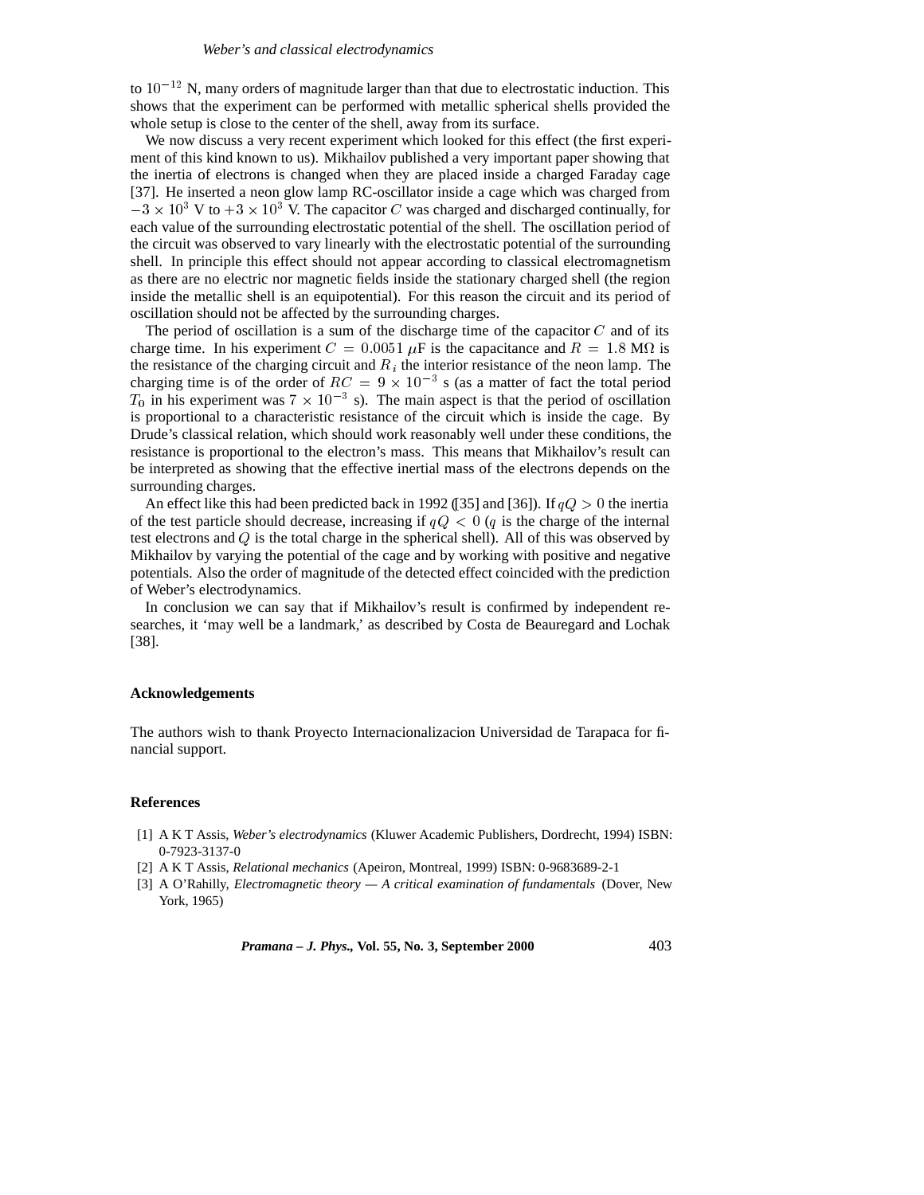to $10^{-12}$ N, many orders of magnitude larger than that due to electrostatic induction. This shows that the experiment can be performed with metallic spherical shells provided the whole setup is close to the center of the shell, away from its surface.

We now discuss a very recent experiment which looked for this effect (the first experiment of this kind known to us). Mikhailov published a very important paper showing that the inertia of electrons is changed when they are placed inside a charged Faraday cage [37]. He inserted a neon glow lamp RC-oscillator inside a cage which was charged from $-3 \times 10^3$ V to $+3 \times 10^3$ V. The capacitor $C$ was charged and discharged continually, for each value of the surrounding electrostatic potential of the shell. The oscillation period of the circuit was observed to vary linearly with the electrostatic potential of the surrounding shell. In principle this effect should not appear according to classical electromagnetism as there are no electric nor magnetic fields inside the stationary charged shell (the region inside the metallic shell is an equipotential). For this reason the circuit and its period of oscillation should not be affected by the surrounding charges.

The period of oscillation is a sum of the discharge time of the capacitor $C$ and of its charge time. In his experiment $C = 0.0051$ $\mu$F is the capacitance and $R = 1.8$ M$\Omega$ is the resistance of the charging circuit and $R_i$ the interior resistance of the neon lamp. The charging time is of the order of $RC = 9 \times 10^{-3}$ s (as a matter of fact the total period $T_0$ in his experiment was $7 \times 10^{-3}$ s). The main aspect is that the period of oscillation is proportional to a characteristic resistance of the circuit which is inside the cage. By Drude's classical relation, which should work reasonably well under these conditions, the resistance is proportional to the electron's mass. This means that Mikhailov's result can be interpreted as showing that the effective inertial mass of the electrons depends on the surrounding charges.

An effect like this had been predicted back in 1992 ([35] and [36]). If $qQ > 0$ the inertia of the test particle should decrease, increasing if $qQ < 0$ ($q$ is the charge of the internal test electrons and $Q$ is the total charge in the spherical shell). All of this was observed by Mikhailov by varying the potential of the cage and by working with positive and negative potentials. Also the order of magnitude of the detected effect coincided with the prediction of Weber's electrodynamics.

In conclusion we can say that if Mikhailov's result is confirmed by independent researches, it 'may well be a landmark,' as described by Costa de Beauregard and Lochak [38].

## Acknowledgements

The authors wish to thank Proyecto Internacionalizacion Universidad de Tarapaca for financial support.

## References

[1] A K T Assis, *Weber's electrodynamics* (Kluwer Academic Publishers, Dordrecht, 1994) ISBN: 0-7923-3137-0

[2] A K T Assis, *Relational mechanics* (Apeiron, Montreal, 1999) ISBN: 0-9683689-2-1

[3] A O'Rahilly, *Electromagnetic theory — A critical examination of fundamentals* (Dover, New York, 1965)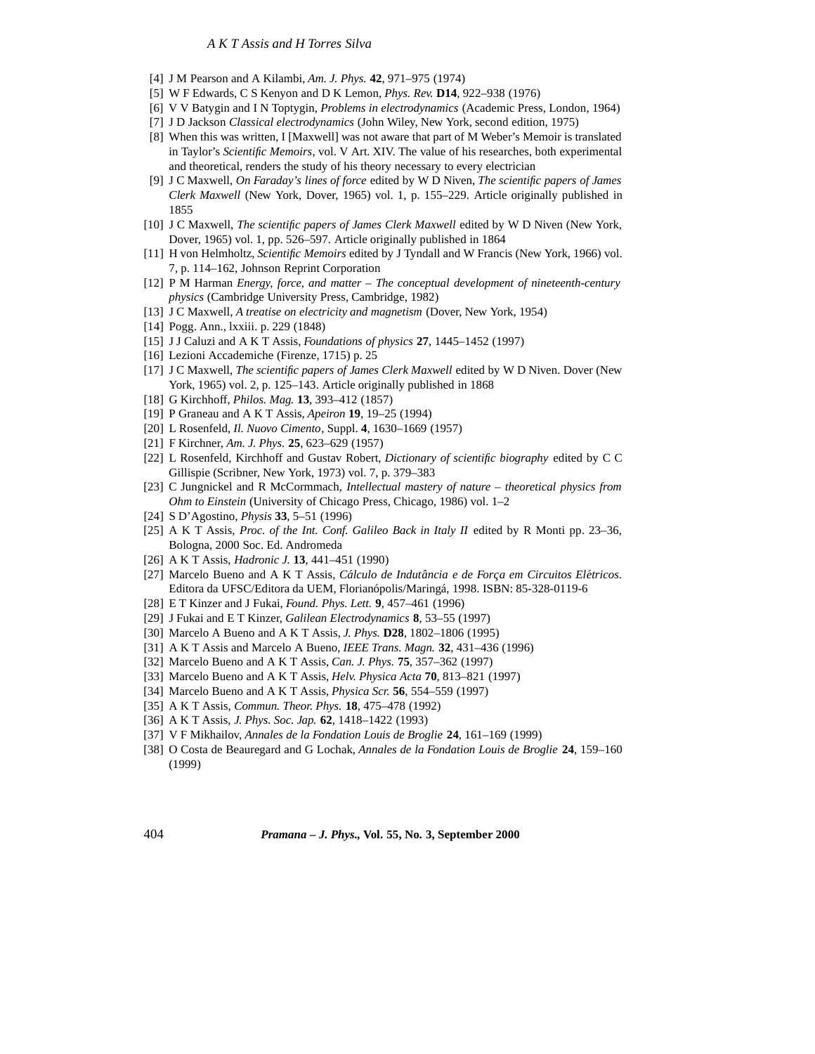[4] J M Pearson and A Kilambi, *Am. J. Phys.* **42**, 971–975 (1974)

[5] W F Edwards, C S Kenyon and D K Lemon, *Phys. Rev.* **D14**, 922–938 (1976)

[6] V V Batygin and I N Toptygin, *Problems in electrodynamics* (Academic Press, London, 1964)

[7] J D Jackson *Classical electrodynamics* (John Wiley, New York, second edition, 1975)

[8] When this was written, I [Maxwell] was not aware that part of M Weber's Memoir is translated in Taylor's *Scientific Memoirs*, vol. V Art. XIV. The value of his researches, both experimental and theoretical, renders the study of his theory necessary to every electrician

[9] J C Maxwell, *On Faraday's lines of force* edited by W D Niven, *The scientific papers of James Clerk Maxwell* (New York, Dover, 1965) vol. 1, p. 155–229. Article originally published in 1855

[10] J C Maxwell, *The scientific papers of James Clerk Maxwell* edited by W D Niven (New York, Dover, 1965) vol. 1, pp. 526–597. Article originally published in 1864

[11] H von Helmholtz, *Scientific Memoirs* edited by J Tyndall and W Francis (New York, 1966) vol. 7, p. 114–162, Johnson Reprint Corporation

[12] P M Harman *Energy, force, and matter – The conceptual development of nineteenth-century physics* (Cambridge University Press, Cambridge, 1982)

[13] J C Maxwell, *A treatise on electricity and magnetism* (Dover, New York, 1954)

[14] Pogg. Ann., lxxiii. p. 229 (1848)

[15] J J Caluzi and A K T Assis, *Foundations of physics* **27**, 1445–1452 (1997)

[16] Lezioni Accademiche (Firenze, 1715) p. 25

[17] J C Maxwell, *The scientific papers of James Clerk Maxwell* edited by W D Niven. Dover (New York, 1965) vol. 2, p. 125–143. Article originally published in 1868

[18] G Kirchhoff, *Philos. Mag.* **13**, 393–412 (1857)

[19] P Graneau and A K T Assis, *Apeiron* **19**, 19–25 (1994)

[20] L Rosenfeld, *Il. Nuovo Cimento*, Suppl. **4**, 1630–1669 (1957)

[21] F Kirchner, *Am. J. Phys.* **25**, 623–629 (1957)

[22] L Rosenfeld, Kirchhoff and Gustav Robert, *Dictionary of scientific biography* edited by C C Gillispie (Scribner, New York, 1973) vol. 7, p. 379–383

[23] C Jungnickel and R McCormmach, *Intellectual mastery of nature – theoretical physics from Ohm to Einstein* (University of Chicago Press, Chicago, 1986) vol. 1–2

[24] S D'Agostino, *Physis* **33**, 5–51 (1996)

[25] A K T Assis, *Proc. of the Int. Conf. Galileo Back in Italy II* edited by R Monti pp. 23–36, Bologna, 2000 Soc. Ed. Andromeda

[26] A K T Assis, *Hadronic J.* **13**, 441–451 (1990)

[27] Marcelo Bueno and A K T Assis, *Cálculo de Indutância e de Força em Circuitos Elétricos*. Editora da UFSC/Editora da UEM, Florianópolis/Maringá, 1998. ISBN: 85-328-0119-6

[28] E T Kinzer and J Fukai, *Found. Phys. Lett.* **9**, 457–461 (1996)

[29] J Fukai and E T Kinzer, *Galilean Electrodynamics* **8**, 53–55 (1997)

[30] Marcelo A Bueno and A K T Assis, *J. Phys.* **D28**, 1802–1806 (1995)

[31] A K T Assis and Marcelo A Bueno, *IEEE Trans. Magn.* **32**, 431–436 (1996)

[32] Marcelo Bueno and A K T Assis, *Can. J. Phys.* **75**, 357–362 (1997)

[33] Marcelo Bueno and A K T Assis, *Helv. Physica Acta* **70**, 813–821 (1997)

[34] Marcelo Bueno and A K T Assis, *Physica Scr.* **56**, 554–559 (1997)

[35] A K T Assis, *Commun. Theor. Phys.* **18**, 475–478 (1992)

[36] A K T Assis, *J. Phys. Soc. Jap.* **62**, 1418–1422 (1993)

[37] V F Mikhailov, *Annales de la Fondation Louis de Broglie* **24**, 161–169 (1999)

[38] O Costa de Beauregard and G Lochak, *Annales de la Fondation Louis de Broglie* **24**, 159–160 (1999)